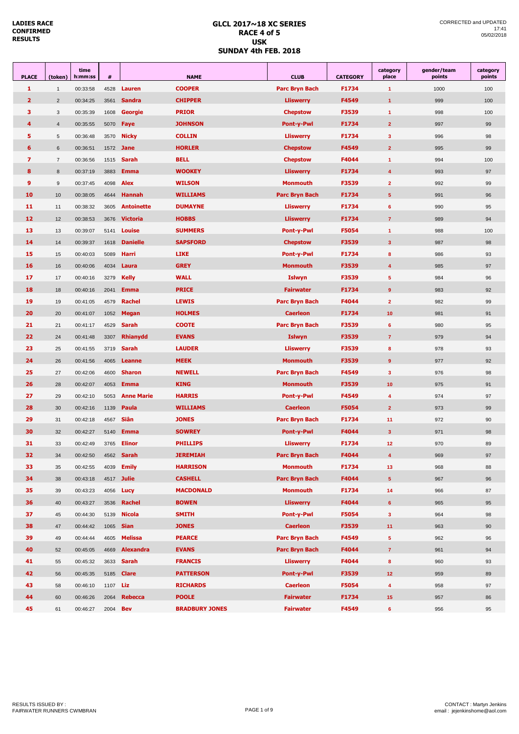**LADIES RACE CONFIRMED RESULTS**

# GLCL 2017~18 XC SERIES
## RACE 4 of 5
## USK
## SUNDAY 4th FEB. 2018

CORRECTED and UPDATED
17:41
05/02/2018

| PLACE | (token) | time h:mm:ss | # | | NAME | CLUB | CATEGORY | category place | gender/team points | category points |
|---|---|---|---|---|---|---|---|---|---|---|
| 1 | 1 | 00:33:58 | 4528 | Lauren | COOPER | Parc Bryn Bach | F1734 | 1 | 1000 | 100 |
| 2 | 2 | 00:34:25 | 3561 | Sandra | CHIPPER | Lliswerry | F4549 | 1 | 999 | 100 |
| 3 | 3 | 00:35:39 | 1608 | Georgie | PRIOR | Chepstow | F3539 | 1 | 998 | 100 |
| 4 | 4 | 00:35:55 | 5070 | Faye | JOHNSON | Pont-y-Pwl | F1734 | 2 | 997 | 99 |
| 5 | 5 | 00:36:48 | 3570 | Nicky | COLLIN | Lliswerry | F1734 | 3 | 996 | 98 |
| 6 | 6 | 00:36:51 | 1572 | Jane | HORLER | Chepstow | F4549 | 2 | 995 | 99 |
| 7 | 7 | 00:36:56 | 1515 | Sarah | BELL | Chepstow | F4044 | 1 | 994 | 100 |
| 8 | 8 | 00:37:19 | 3883 | Emma | WOOKEY | Lliswerry | F1734 | 4 | 993 | 97 |
| 9 | 9 | 00:37:45 | 4098 | Alex | WILSON | Monmouth | F3539 | 2 | 992 | 99 |
| 10 | 10 | 00:38:05 | 4644 | Hannah | WILLIAMS | Parc Bryn Bach | F1734 | 5 | 991 | 96 |
| 11 | 11 | 00:38:32 | 3605 | Antoinette | DUMAYNE | Lliswerry | F1734 | 6 | 990 | 95 |
| 12 | 12 | 00:38:53 | 3676 | Victoria | HOBBS | Lliswerry | F1734 | 7 | 989 | 94 |
| 13 | 13 | 00:39:07 | 5141 | Louise | SUMMERS | Pont-y-Pwl | F5054 | 1 | 988 | 100 |
| 14 | 14 | 00:39:37 | 1618 | Danielle | SAPSFORD | Chepstow | F3539 | 3 | 987 | 98 |
| 15 | 15 | 00:40:03 | 5089 | Harri | LIKE | Pont-y-Pwl | F1734 | 8 | 986 | 93 |
| 16 | 16 | 00:40:06 | 4034 | Laura | GREY | Monmouth | F3539 | 4 | 985 | 97 |
| 17 | 17 | 00:40:16 | 3279 | Kelly | WALL | Islwyn | F3539 | 5 | 984 | 96 |
| 18 | 18 | 00:40:16 | 2041 | Emma | PRICE | Fairwater | F1734 | 9 | 983 | 92 |
| 19 | 19 | 00:41:05 | 4579 | Rachel | LEWIS | Parc Bryn Bach | F4044 | 2 | 982 | 99 |
| 20 | 20 | 00:41:07 | 1052 | Megan | HOLMES | Caerleon | F1734 | 10 | 981 | 91 |
| 21 | 21 | 00:41:17 | 4529 | Sarah | COOTE | Parc Bryn Bach | F3539 | 6 | 980 | 95 |
| 22 | 24 | 00:41:48 | 3307 | Rhianydd | EVANS | Islwyn | F3539 | 7 | 979 | 94 |
| 23 | 25 | 00:41:55 | 3719 | Sarah | LAUDER | Lliswerry | F3539 | 8 | 978 | 93 |
| 24 | 26 | 00:41:56 | 4065 | Leanne | MEEK | Monmouth | F3539 | 9 | 977 | 92 |
| 25 | 27 | 00:42:06 | 4600 | Sharon | NEWELL | Parc Bryn Bach | F4549 | 3 | 976 | 98 |
| 26 | 28 | 00:42:07 | 4053 | Emma | KING | Monmouth | F3539 | 10 | 975 | 91 |
| 27 | 29 | 00:42:10 | 5053 | Anne Marie | HARRIS | Pont-y-Pwl | F4549 | 4 | 974 | 97 |
| 28 | 30 | 00:42:16 | 1139 | Paula | WILLIAMS | Caerleon | F5054 | 2 | 973 | 99 |
| 29 | 31 | 00:42:18 | 4567 | Siân | JONES | Parc Bryn Bach | F1734 | 11 | 972 | 90 |
| 30 | 32 | 00:42:27 | 5140 | Emma | SOWREY | Pont-y-Pwl | F4044 | 3 | 971 | 98 |
| 31 | 33 | 00:42:49 | 3765 | Elinor | PHILLIPS | Lliswerry | F1734 | 12 | 970 | 89 |
| 32 | 34 | 00:42:50 | 4562 | Sarah | JEREMIAH | Parc Bryn Bach | F4044 | 4 | 969 | 97 |
| 33 | 35 | 00:42:55 | 4039 | Emily | HARRISON | Monmouth | F1734 | 13 | 968 | 88 |
| 34 | 38 | 00:43:18 | 4517 | Julie | CASHELL | Parc Bryn Bach | F4044 | 5 | 967 | 96 |
| 35 | 39 | 00:43:23 | 4056 | Lucy | MACDONALD | Monmouth | F1734 | 14 | 966 | 87 |
| 36 | 40 | 00:43:27 | 3536 | Rachel | BOWEN | Lliswerry | F4044 | 6 | 965 | 95 |
| 37 | 45 | 00:44:30 | 5139 | Nicola | SMITH | Pont-y-Pwl | F5054 | 3 | 964 | 98 |
| 38 | 47 | 00:44:42 | 1065 | Sian | JONES | Caerleon | F3539 | 11 | 963 | 90 |
| 39 | 49 | 00:44:44 | 4605 | Melissa | PEARCE | Parc Bryn Bach | F4549 | 5 | 962 | 96 |
| 40 | 52 | 00:45:05 | 4669 | Alexandra | EVANS | Parc Bryn Bach | F4044 | 7 | 961 | 94 |
| 41 | 55 | 00:45:32 | 3633 | Sarah | FRANCIS | Lliswerry | F4044 | 8 | 960 | 93 |
| 42 | 56 | 00:45:35 | 5185 | Clare | PATTERSON | Pont-y-Pwl | F3539 | 12 | 959 | 89 |
| 43 | 58 | 00:46:10 | 1107 | Liz | RICHARDS | Caerleon | F5054 | 4 | 958 | 97 |
| 44 | 60 | 00:46:26 | 2064 | Rebecca | POOLE | Fairwater | F1734 | 15 | 957 | 86 |
| 45 | 61 | 00:46:27 | 2004 | Bev | BRADBURY JONES | Fairwater | F4549 | 6 | 956 | 95 |

RESULTS ISSUED BY :
FAIRWATER RUNNERS CWMBRAN

CONTACT : Martyn Jenkins
email : jejenkinshome@aol.com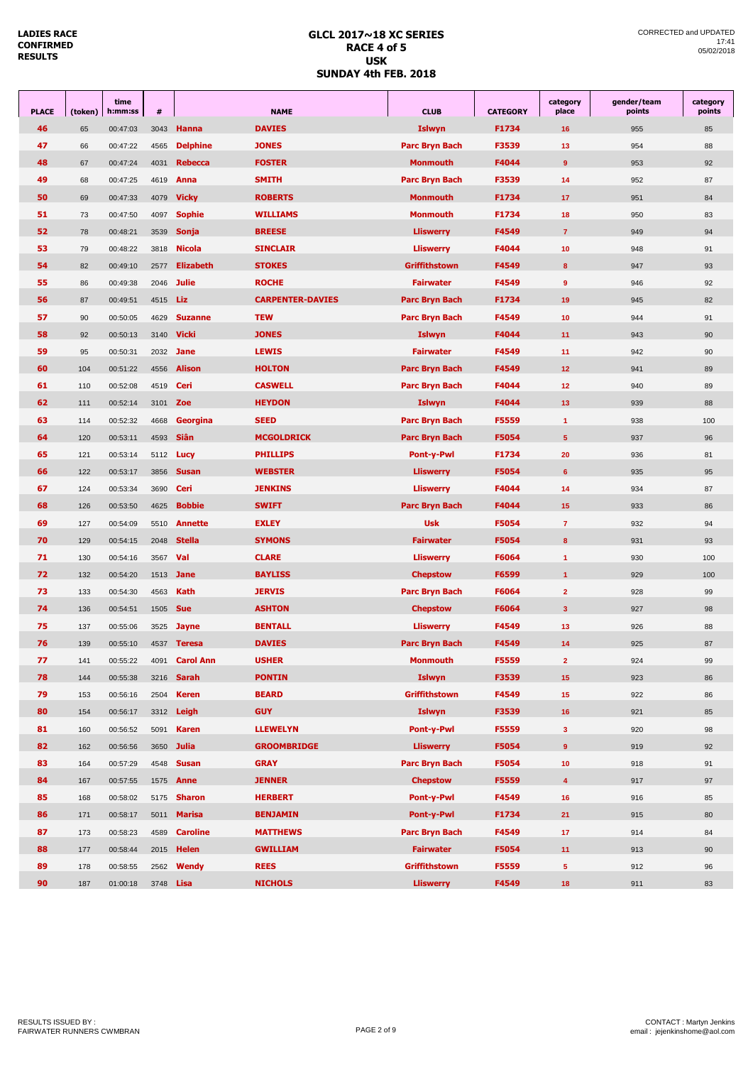**LADIES RACE CONFIRMED RESULTS**

# GLCL 2017~18 XC SERIES
## RACE 4 of 5
## USK
## SUNDAY 4th FEB. 2018

CORRECTED and UPDATED 17:41 05/02/2018

| PLACE | (token) | time h:mm:ss | # | | NAME | CLUB | CATEGORY | category place | gender/team points | category points |
|---|---|---|---|---|---|---|---|---|---|---|
| 46 | 65 | 00:47:03 | 3043 | Hanna | DAVIES | Islwyn | F1734 | 16 | 955 | 85 |
| 47 | 66 | 00:47:22 | 4565 | Delphine | JONES | Parc Bryn Bach | F3539 | 13 | 954 | 88 |
| 48 | 67 | 00:47:24 | 4031 | Rebecca | FOSTER | Monmouth | F4044 | 9 | 953 | 92 |
| 49 | 68 | 00:47:25 | 4619 | Anna | SMITH | Parc Bryn Bach | F3539 | 14 | 952 | 87 |
| 50 | 69 | 00:47:33 | 4079 | Vicky | ROBERTS | Monmouth | F1734 | 17 | 951 | 84 |
| 51 | 73 | 00:47:50 | 4097 | Sophie | WILLIAMS | Monmouth | F1734 | 18 | 950 | 83 |
| 52 | 78 | 00:48:21 | 3539 | Sonja | BREESE | Lliswerry | F4549 | 7 | 949 | 94 |
| 53 | 79 | 00:48:22 | 3818 | Nicola | SINCLAIR | Lliswerry | F4044 | 10 | 948 | 91 |
| 54 | 82 | 00:49:10 | 2577 | Elizabeth | STOKES | Griffithstown | F4549 | 8 | 947 | 93 |
| 55 | 86 | 00:49:38 | 2046 | Julie | ROCHE | Fairwater | F4549 | 9 | 946 | 92 |
| 56 | 87 | 00:49:51 | 4515 | Liz | CARPENTER-DAVIES | Parc Bryn Bach | F1734 | 19 | 945 | 82 |
| 57 | 90 | 00:50:05 | 4629 | Suzanne | TEW | Parc Bryn Bach | F4549 | 10 | 944 | 91 |
| 58 | 92 | 00:50:13 | 3140 | Vicki | JONES | Islwyn | F4044 | 11 | 943 | 90 |
| 59 | 95 | 00:50:31 | 2032 | Jane | LEWIS | Fairwater | F4549 | 11 | 942 | 90 |
| 60 | 104 | 00:51:22 | 4556 | Alison | HOLTON | Parc Bryn Bach | F4549 | 12 | 941 | 89 |
| 61 | 110 | 00:52:08 | 4519 | Ceri | CASWELL | Parc Bryn Bach | F4044 | 12 | 940 | 89 |
| 62 | 111 | 00:52:14 | 3101 | Zoe | HEYDON | Islwyn | F4044 | 13 | 939 | 88 |
| 63 | 114 | 00:52:32 | 4668 | Georgina | SEED | Parc Bryn Bach | F5559 | 1 | 938 | 100 |
| 64 | 120 | 00:53:11 | 4593 | Siân | MCGOLDRICK | Parc Bryn Bach | F5054 | 5 | 937 | 96 |
| 65 | 121 | 00:53:14 | 5112 | Lucy | PHILLIPS | Pont-y-Pwl | F1734 | 20 | 936 | 81 |
| 66 | 122 | 00:53:17 | 3856 | Susan | WEBSTER | Lliswerry | F5054 | 6 | 935 | 95 |
| 67 | 124 | 00:53:34 | 3690 | Ceri | JENKINS | Lliswerry | F4044 | 14 | 934 | 87 |
| 68 | 126 | 00:53:50 | 4625 | Bobbie | SWIFT | Parc Bryn Bach | F4044 | 15 | 933 | 86 |
| 69 | 127 | 00:54:09 | 5510 | Annette | EXLEY | Usk | F5054 | 7 | 932 | 94 |
| 70 | 129 | 00:54:15 | 2048 | Stella | SYMONS | Fairwater | F5054 | 8 | 931 | 93 |
| 71 | 130 | 00:54:16 | 3567 | Val | CLARE | Lliswerry | F6064 | 1 | 930 | 100 |
| 72 | 132 | 00:54:20 | 1513 | Jane | BAYLISS | Chepstow | F6599 | 1 | 929 | 100 |
| 73 | 133 | 00:54:30 | 4563 | Kath | JERVIS | Parc Bryn Bach | F6064 | 2 | 928 | 99 |
| 74 | 136 | 00:54:51 | 1505 | Sue | ASHTON | Chepstow | F6064 | 3 | 927 | 98 |
| 75 | 137 | 00:55:06 | 3525 | Jayne | BENTALL | Lliswerry | F4549 | 13 | 926 | 88 |
| 76 | 139 | 00:55:10 | 4537 | Teresa | DAVIES | Parc Bryn Bach | F4549 | 14 | 925 | 87 |
| 77 | 141 | 00:55:22 | 4091 | Carol Ann | USHER | Monmouth | F5559 | 2 | 924 | 99 |
| 78 | 144 | 00:55:38 | 3216 | Sarah | PONTIN | Islwyn | F3539 | 15 | 923 | 86 |
| 79 | 153 | 00:56:16 | 2504 | Keren | BEARD | Griffithstown | F4549 | 15 | 922 | 86 |
| 80 | 154 | 00:56:17 | 3312 | Leigh | GUY | Islwyn | F3539 | 16 | 921 | 85 |
| 81 | 160 | 00:56:52 | 5091 | Karen | LLEWELYN | Pont-y-Pwl | F5559 | 3 | 920 | 98 |
| 82 | 162 | 00:56:56 | 3650 | Julia | GROOMBRIDGE | Lliswerry | F5054 | 9 | 919 | 92 |
| 83 | 164 | 00:57:29 | 4548 | Susan | GRAY | Parc Bryn Bach | F5054 | 10 | 918 | 91 |
| 84 | 167 | 00:57:55 | 1575 | Anne | JENNER | Chepstow | F5559 | 4 | 917 | 97 |
| 85 | 168 | 00:58:02 | 5175 | Sharon | HERBERT | Pont-y-Pwl | F4549 | 16 | 916 | 85 |
| 86 | 171 | 00:58:17 | 5011 | Marisa | BENJAMIN | Pont-y-Pwl | F1734 | 21 | 915 | 80 |
| 87 | 173 | 00:58:23 | 4589 | Caroline | MATTHEWS | Parc Bryn Bach | F4549 | 17 | 914 | 84 |
| 88 | 177 | 00:58:44 | 2015 | Helen | GWILLIAM | Fairwater | F5054 | 11 | 913 | 90 |
| 89 | 178 | 00:58:55 | 2562 | Wendy | REES | Griffithstown | F5559 | 5 | 912 | 96 |
| 90 | 187 | 01:00:18 | 3748 | Lisa | NICHOLS | Lliswerry | F4549 | 18 | 911 | 83 |

RESULTS ISSUED BY : FAIRWATER RUNNERS CWMBRAN

CONTACT : Martyn Jenkins email : jejenkinshome@aol.com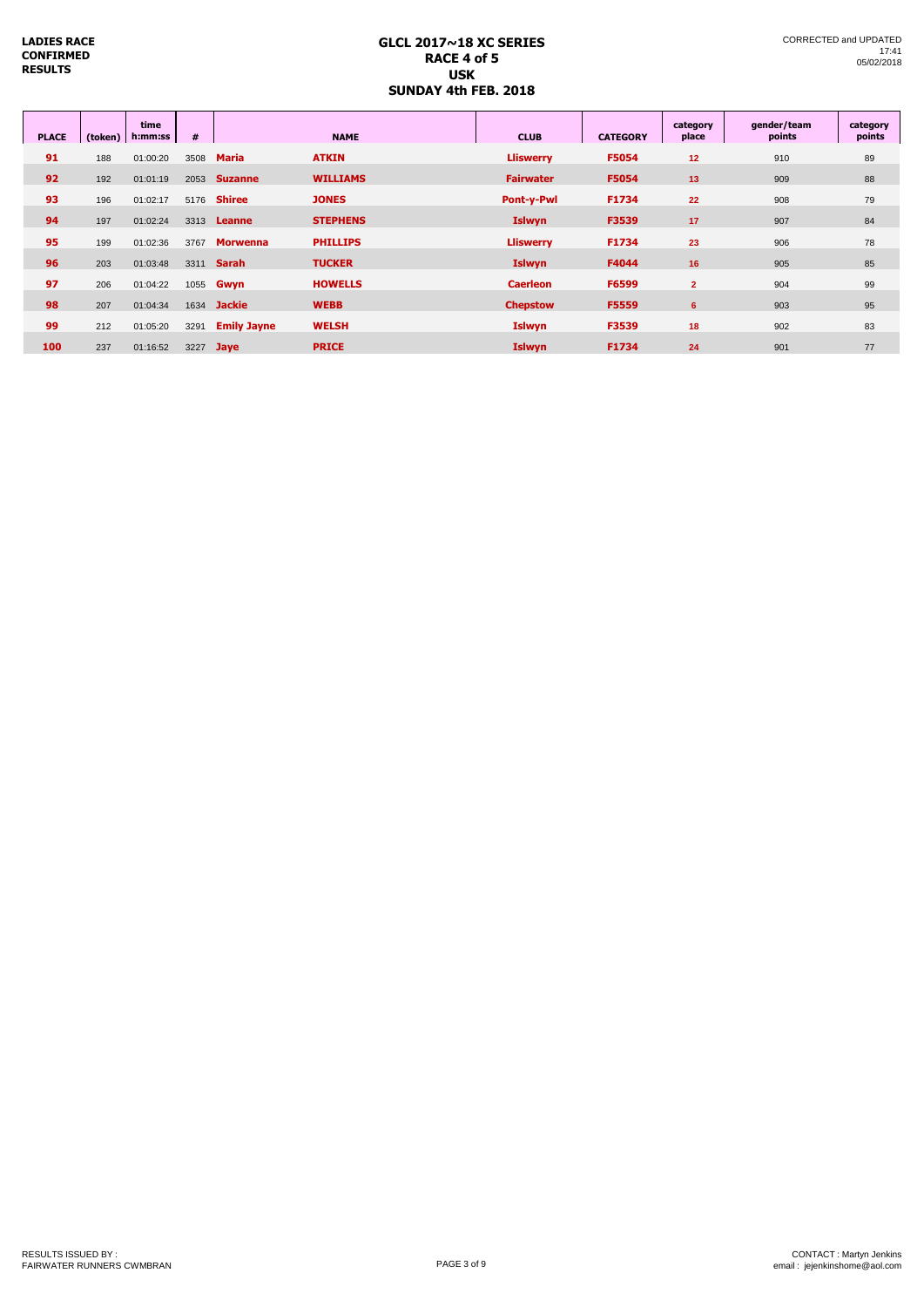**LADIES RACE CONFIRMED RESULTS**

# GLCL 2017~18 XC SERIES
## RACE 4 of 5
## USK
## SUNDAY 4th FEB. 2018

CORRECTED and UPDATED
17:41
05/02/2018

| PLACE | (token) | time h:mm:ss | # | NAME | | CLUB | CATEGORY | category place | gender/team points | category points |
|---|---|---|---|---|---|---|---|---|---|---|
| 91 | 188 | 01:00:20 | 3508 | Maria | ATKIN | Lliswerry | F5054 | 12 | 910 | 89 |
| 92 | 192 | 01:01:19 | 2053 | Suzanne | WILLIAMS | Fairwater | F5054 | 13 | 909 | 88 |
| 93 | 196 | 01:02:17 | 5176 | Shiree | JONES | Pont-y-Pwl | F1734 | 22 | 908 | 79 |
| 94 | 197 | 01:02:24 | 3313 | Leanne | STEPHENS | Islwyn | F3539 | 17 | 907 | 84 |
| 95 | 199 | 01:02:36 | 3767 | Morwenna | PHILLIPS | Lliswerry | F1734 | 23 | 906 | 78 |
| 96 | 203 | 01:03:48 | 3311 | Sarah | TUCKER | Islwyn | F4044 | 16 | 905 | 85 |
| 97 | 206 | 01:04:22 | 1055 | Gwyn | HOWELLS | Caerleon | F6599 | 2 | 904 | 99 |
| 98 | 207 | 01:04:34 | 1634 | Jackie | WEBB | Chepstow | F5559 | 6 | 903 | 95 |
| 99 | 212 | 01:05:20 | 3291 | Emily Jayne | WELSH | Islwyn | F3539 | 18 | 902 | 83 |
| 100 | 237 | 01:16:52 | 3227 | Jaye | PRICE | Islwyn | F1734 | 24 | 901 | 77 |

RESULTS ISSUED BY :
FAIRWATER RUNNERS CWMBRAN

CONTACT : Martyn Jenkins
email : jejenkinshome@aol.com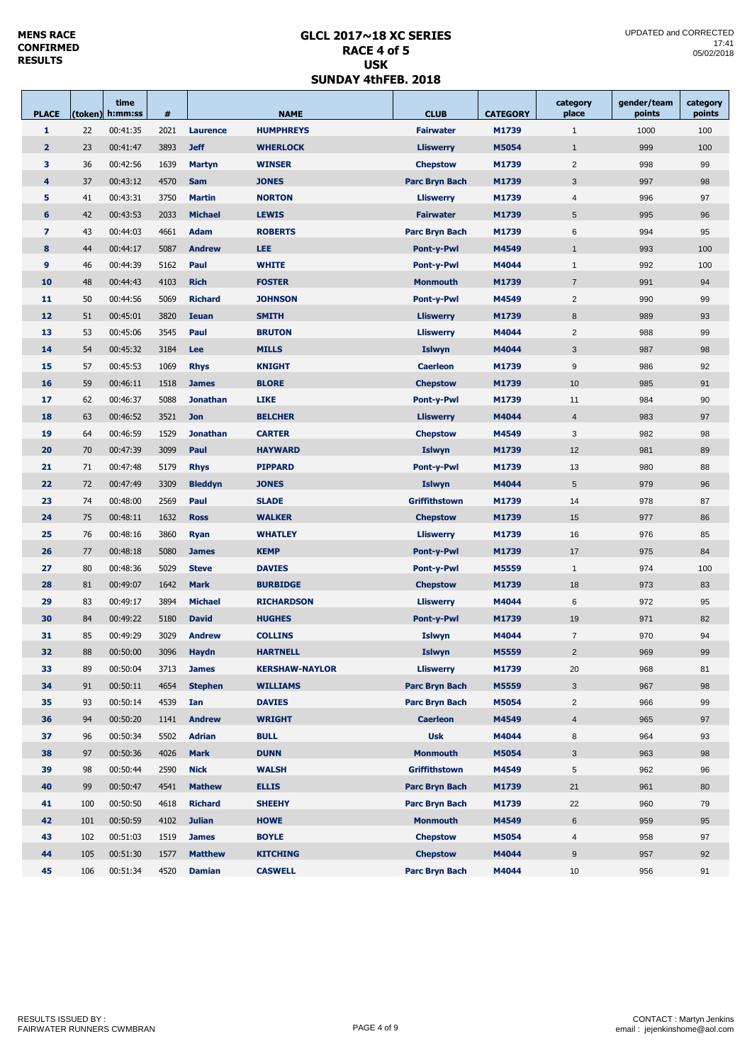**MENS RACE CONFIRMED RESULTS**

# GLCL 2017~18 XC SERIES
## RACE 4 of 5
## USK
## SUNDAY 4thFEB. 2018

UPDATED and CORRECTED 17:41 05/02/2018

| PLACE | (token) | time h:mm:ss | # | | NAME | CLUB | CATEGORY | category place | gender/team points | category points |
|---|---|---|---|---|---|---|---|---|---|---|
| 1 | 22 | 00:41:35 | 2021 | Laurence | HUMPHREYS | Fairwater | M1739 | 1 | 1000 | 100 |
| 2 | 23 | 00:41:47 | 3893 | Jeff | WHERLOCK | Lliswerry | M5054 | 1 | 999 | 100 |
| 3 | 36 | 00:42:56 | 1639 | Martyn | WINSER | Chepstow | M1739 | 2 | 998 | 99 |
| 4 | 37 | 00:43:12 | 4570 | Sam | JONES | Parc Bryn Bach | M1739 | 3 | 997 | 98 |
| 5 | 41 | 00:43:31 | 3750 | Martin | NORTON | Lliswerry | M1739 | 4 | 996 | 97 |
| 6 | 42 | 00:43:53 | 2033 | Michael | LEWIS | Fairwater | M1739 | 5 | 995 | 96 |
| 7 | 43 | 00:44:03 | 4661 | Adam | ROBERTS | Parc Bryn Bach | M1739 | 6 | 994 | 95 |
| 8 | 44 | 00:44:17 | 5087 | Andrew | LEE | Pont-y-Pwl | M4549 | 1 | 993 | 100 |
| 9 | 46 | 00:44:39 | 5162 | Paul | WHITE | Pont-y-Pwl | M4044 | 1 | 992 | 100 |
| 10 | 48 | 00:44:43 | 4103 | Rich | FOSTER | Monmouth | M1739 | 7 | 991 | 94 |
| 11 | 50 | 00:44:56 | 5069 | Richard | JOHNSON | Pont-y-Pwl | M4549 | 2 | 990 | 99 |
| 12 | 51 | 00:45:01 | 3820 | Ieuan | SMITH | Lliswerry | M1739 | 8 | 989 | 93 |
| 13 | 53 | 00:45:06 | 3545 | Paul | BRUTON | Lliswerry | M4044 | 2 | 988 | 99 |
| 14 | 54 | 00:45:32 | 3184 | Lee | MILLS | Islwyn | M4044 | 3 | 987 | 98 |
| 15 | 57 | 00:45:53 | 1069 | Rhys | KNIGHT | Caerleon | M1739 | 9 | 986 | 92 |
| 16 | 59 | 00:46:11 | 1518 | James | BLORE | Chepstow | M1739 | 10 | 985 | 91 |
| 17 | 62 | 00:46:37 | 5088 | Jonathan | LIKE | Pont-y-Pwl | M1739 | 11 | 984 | 90 |
| 18 | 63 | 00:46:52 | 3521 | Jon | BELCHER | Lliswerry | M4044 | 4 | 983 | 97 |
| 19 | 64 | 00:46:59 | 1529 | Jonathan | CARTER | Chepstow | M4549 | 3 | 982 | 98 |
| 20 | 70 | 00:47:39 | 3099 | Paul | HAYWARD | Islwyn | M1739 | 12 | 981 | 89 |
| 21 | 71 | 00:47:48 | 5179 | Rhys | PIPPARD | Pont-y-Pwl | M1739 | 13 | 980 | 88 |
| 22 | 72 | 00:47:49 | 3309 | Bleddyn | JONES | Islwyn | M4044 | 5 | 979 | 96 |
| 23 | 74 | 00:48:00 | 2569 | Paul | SLADE | Griffithstown | M1739 | 14 | 978 | 87 |
| 24 | 75 | 00:48:11 | 1632 | Ross | WALKER | Chepstow | M1739 | 15 | 977 | 86 |
| 25 | 76 | 00:48:16 | 3860 | Ryan | WHATLEY | Lliswerry | M1739 | 16 | 976 | 85 |
| 26 | 77 | 00:48:18 | 5080 | James | KEMP | Pont-y-Pwl | M1739 | 17 | 975 | 84 |
| 27 | 80 | 00:48:36 | 5029 | Steve | DAVIES | Pont-y-Pwl | M5559 | 1 | 974 | 100 |
| 28 | 81 | 00:49:07 | 1642 | Mark | BURBIDGE | Chepstow | M1739 | 18 | 973 | 83 |
| 29 | 83 | 00:49:17 | 3894 | Michael | RICHARDSON | Lliswerry | M4044 | 6 | 972 | 95 |
| 30 | 84 | 00:49:22 | 5180 | David | HUGHES | Pont-y-Pwl | M1739 | 19 | 971 | 82 |
| 31 | 85 | 00:49:29 | 3029 | Andrew | COLLINS | Islwyn | M4044 | 7 | 970 | 94 |
| 32 | 88 | 00:50:00 | 3096 | Haydn | HARTNELL | Islwyn | M5559 | 2 | 969 | 99 |
| 33 | 89 | 00:50:04 | 3713 | James | KERSHAW-NAYLOR | Lliswerry | M1739 | 20 | 968 | 81 |
| 34 | 91 | 00:50:11 | 4654 | Stephen | WILLIAMS | Parc Bryn Bach | M5559 | 3 | 967 | 98 |
| 35 | 93 | 00:50:14 | 4539 | Ian | DAVIES | Parc Bryn Bach | M5054 | 2 | 966 | 99 |
| 36 | 94 | 00:50:20 | 1141 | Andrew | WRIGHT | Caerleon | M4549 | 4 | 965 | 97 |
| 37 | 96 | 00:50:34 | 5502 | Adrian | BULL | Usk | M4044 | 8 | 964 | 93 |
| 38 | 97 | 00:50:36 | 4026 | Mark | DUNN | Monmouth | M5054 | 3 | 963 | 98 |
| 39 | 98 | 00:50:44 | 2590 | Nick | WALSH | Griffithstown | M4549 | 5 | 962 | 96 |
| 40 | 99 | 00:50:47 | 4541 | Mathew | ELLIS | Parc Bryn Bach | M1739 | 21 | 961 | 80 |
| 41 | 100 | 00:50:50 | 4618 | Richard | SHEEHY | Parc Bryn Bach | M1739 | 22 | 960 | 79 |
| 42 | 101 | 00:50:59 | 4102 | Julian | HOWE | Monmouth | M4549 | 6 | 959 | 95 |
| 43 | 102 | 00:51:03 | 1519 | James | BOYLE | Chepstow | M5054 | 4 | 958 | 97 |
| 44 | 105 | 00:51:30 | 1577 | Matthew | KITCHING | Chepstow | M4044 | 9 | 957 | 92 |
| 45 | 106 | 00:51:34 | 4520 | Damian | CASWELL | Parc Bryn Bach | M4044 | 10 | 956 | 91 |

RESULTS ISSUED BY : FAIRWATER RUNNERS CWMBRAN

CONTACT : Martyn Jenkins email : jejenkinshome@aol.com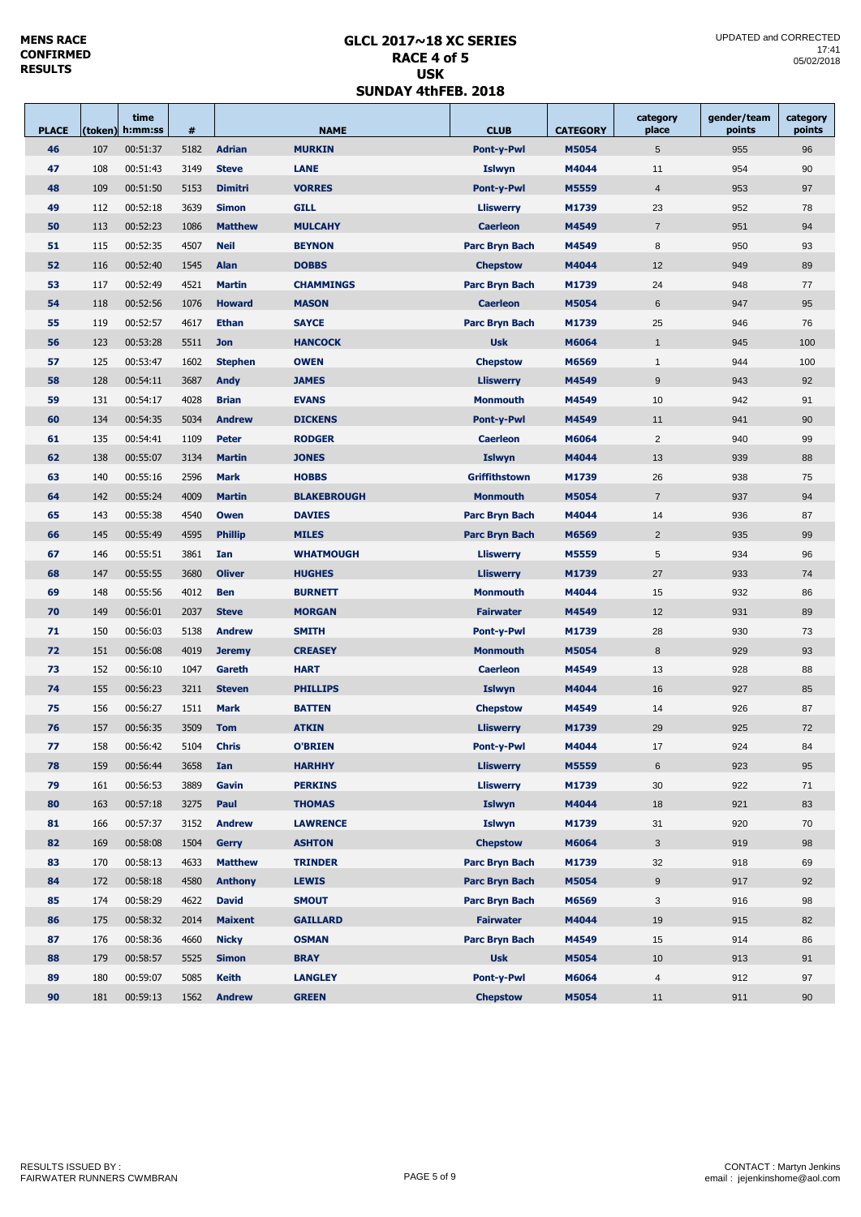**MENS RACE CONFIRMED RESULTS**

# GLCL 2017~18 XC SERIES
## RACE 4 of 5
## USK
## SUNDAY 4thFEB. 2018

UPDATED and CORRECTED 17:41 05/02/2018

| PLACE | (token) | time h:mm:ss | # | NAME | | CLUB | CATEGORY | category place | gender/team points | category points |
|---|---|---|---|---|---|---|---|---|---|---|
| 46 | 107 | 00:51:37 | 5182 | Adrian | MURKIN | Pont-y-Pwl | M5054 | 5 | 955 | 96 |
| 47 | 108 | 00:51:43 | 3149 | Steve | LANE | Islwyn | M4044 | 11 | 954 | 90 |
| 48 | 109 | 00:51:50 | 5153 | Dimitri | VORRES | Pont-y-Pwl | M5559 | 4 | 953 | 97 |
| 49 | 112 | 00:52:18 | 3639 | Simon | GILL | Lliswerry | M1739 | 23 | 952 | 78 |
| 50 | 113 | 00:52:23 | 1086 | Matthew | MULCAHY | Caerleon | M4549 | 7 | 951 | 94 |
| 51 | 115 | 00:52:35 | 4507 | Neil | BEYNON | Parc Bryn Bach | M4549 | 8 | 950 | 93 |
| 52 | 116 | 00:52:40 | 1545 | Alan | DOBBS | Chepstow | M4044 | 12 | 949 | 89 |
| 53 | 117 | 00:52:49 | 4521 | Martin | CHAMMINGS | Parc Bryn Bach | M1739 | 24 | 948 | 77 |
| 54 | 118 | 00:52:56 | 1076 | Howard | MASON | Caerleon | M5054 | 6 | 947 | 95 |
| 55 | 119 | 00:52:57 | 4617 | Ethan | SAYCE | Parc Bryn Bach | M1739 | 25 | 946 | 76 |
| 56 | 123 | 00:53:28 | 5511 | Jon | HANCOCK | Usk | M6064 | 1 | 945 | 100 |
| 57 | 125 | 00:53:47 | 1602 | Stephen | OWEN | Chepstow | M6569 | 1 | 944 | 100 |
| 58 | 128 | 00:54:11 | 3687 | Andy | JAMES | Lliswerry | M4549 | 9 | 943 | 92 |
| 59 | 131 | 00:54:17 | 4028 | Brian | EVANS | Monmouth | M4549 | 10 | 942 | 91 |
| 60 | 134 | 00:54:35 | 5034 | Andrew | DICKENS | Pont-y-Pwl | M4549 | 11 | 941 | 90 |
| 61 | 135 | 00:54:41 | 1109 | Peter | RODGER | Caerleon | M6064 | 2 | 940 | 99 |
| 62 | 138 | 00:55:07 | 3134 | Martin | JONES | Islwyn | M4044 | 13 | 939 | 88 |
| 63 | 140 | 00:55:16 | 2596 | Mark | HOBBS | Griffithstown | M1739 | 26 | 938 | 75 |
| 64 | 142 | 00:55:24 | 4009 | Martin | BLAKEBROUGH | Monmouth | M5054 | 7 | 937 | 94 |
| 65 | 143 | 00:55:38 | 4540 | Owen | DAVIES | Parc Bryn Bach | M4044 | 14 | 936 | 87 |
| 66 | 145 | 00:55:49 | 4595 | Phillip | MILES | Parc Bryn Bach | M6569 | 2 | 935 | 99 |
| 67 | 146 | 00:55:51 | 3861 | Ian | WHATMOUGH | Lliswerry | M5559 | 5 | 934 | 96 |
| 68 | 147 | 00:55:55 | 3680 | Oliver | HUGHES | Lliswerry | M1739 | 27 | 933 | 74 |
| 69 | 148 | 00:55:56 | 4012 | Ben | BURNETT | Monmouth | M4044 | 15 | 932 | 86 |
| 70 | 149 | 00:56:01 | 2037 | Steve | MORGAN | Fairwater | M4549 | 12 | 931 | 89 |
| 71 | 150 | 00:56:03 | 5138 | Andrew | SMITH | Pont-y-Pwl | M1739 | 28 | 930 | 73 |
| 72 | 151 | 00:56:08 | 4019 | Jeremy | CREASEY | Monmouth | M5054 | 8 | 929 | 93 |
| 73 | 152 | 00:56:10 | 1047 | Gareth | HART | Caerleon | M4549 | 13 | 928 | 88 |
| 74 | 155 | 00:56:23 | 3211 | Steven | PHILLIPS | Islwyn | M4044 | 16 | 927 | 85 |
| 75 | 156 | 00:56:27 | 1511 | Mark | BATTEN | Chepstow | M4549 | 14 | 926 | 87 |
| 76 | 157 | 00:56:35 | 3509 | Tom | ATKIN | Lliswerry | M1739 | 29 | 925 | 72 |
| 77 | 158 | 00:56:42 | 5104 | Chris | O'BRIEN | Pont-y-Pwl | M4044 | 17 | 924 | 84 |
| 78 | 159 | 00:56:44 | 3658 | Ian | HARHHY | Lliswerry | M5559 | 6 | 923 | 95 |
| 79 | 161 | 00:56:53 | 3889 | Gavin | PERKINS | Lliswerry | M1739 | 30 | 922 | 71 |
| 80 | 163 | 00:57:18 | 3275 | Paul | THOMAS | Islwyn | M4044 | 18 | 921 | 83 |
| 81 | 166 | 00:57:37 | 3152 | Andrew | LAWRENCE | Islwyn | M1739 | 31 | 920 | 70 |
| 82 | 169 | 00:58:08 | 1504 | Gerry | ASHTON | Chepstow | M6064 | 3 | 919 | 98 |
| 83 | 170 | 00:58:13 | 4633 | Matthew | TRINDER | Parc Bryn Bach | M1739 | 32 | 918 | 69 |
| 84 | 172 | 00:58:18 | 4580 | Anthony | LEWIS | Parc Bryn Bach | M5054 | 9 | 917 | 92 |
| 85 | 174 | 00:58:29 | 4622 | David | SMOUT | Parc Bryn Bach | M6569 | 3 | 916 | 98 |
| 86 | 175 | 00:58:32 | 2014 | Maixent | GAILLARD | Fairwater | M4044 | 19 | 915 | 82 |
| 87 | 176 | 00:58:36 | 4660 | Nicky | OSMAN | Parc Bryn Bach | M4549 | 15 | 914 | 86 |
| 88 | 179 | 00:58:57 | 5525 | Simon | BRAY | Usk | M5054 | 10 | 913 | 91 |
| 89 | 180 | 00:59:07 | 5085 | Keith | LANGLEY | Pont-y-Pwl | M6064 | 4 | 912 | 97 |
| 90 | 181 | 00:59:13 | 1562 | Andrew | GREEN | Chepstow | M5054 | 11 | 911 | 90 |

RESULTS ISSUED BY : FAIRWATER RUNNERS CWMBRAN

CONTACT : Martyn Jenkins email : jejenkinshome@aol.com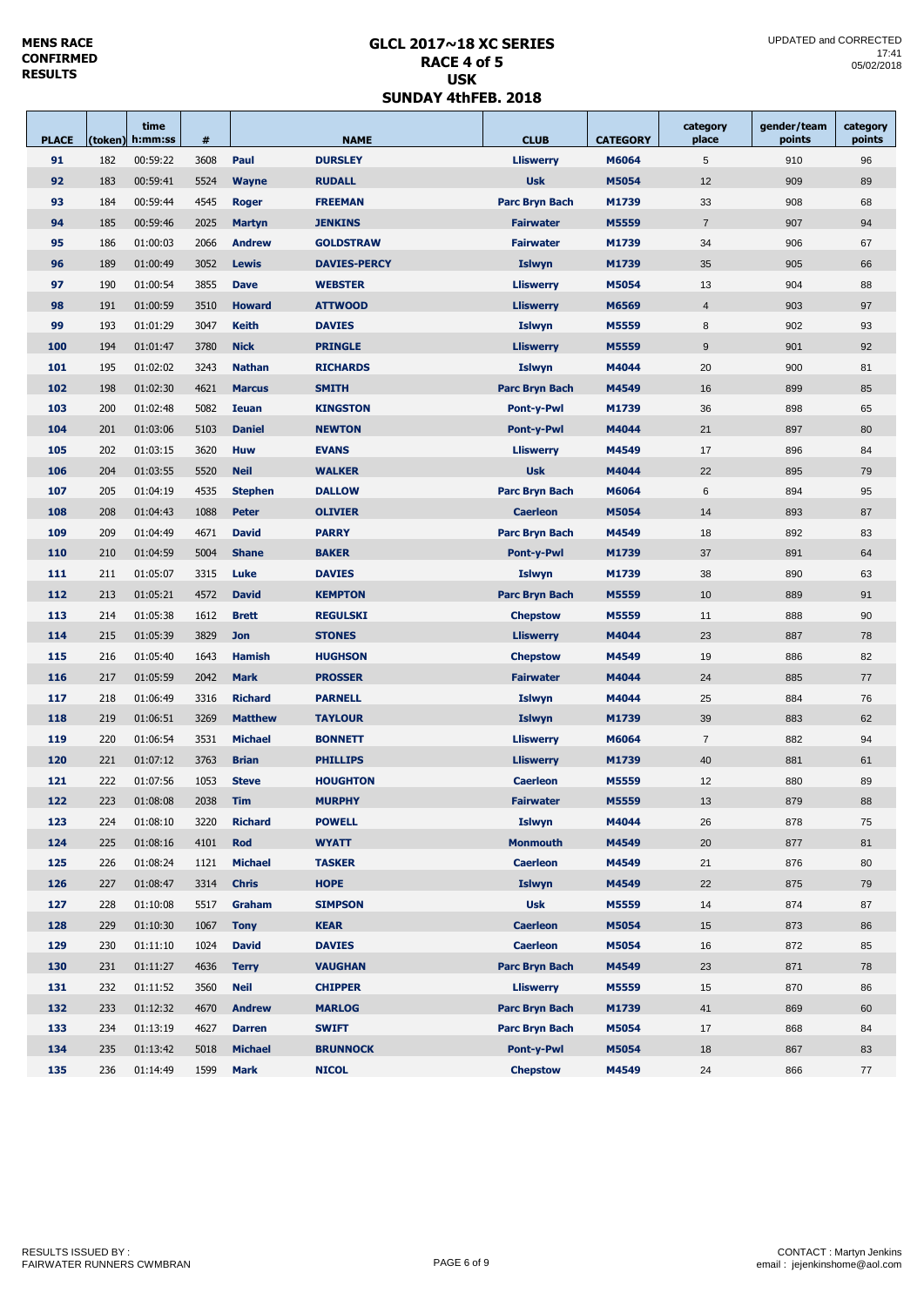**MENS RACE CONFIRMED RESULTS**

# GLCL 2017~18 XC SERIES
## RACE 4 of 5
## USK
## SUNDAY 4thFEB. 2018

UPDATED and CORRECTED 17:41 05/02/2018

| PLACE | (token) | time h:mm:ss | # | | NAME | CLUB | CATEGORY | category place | gender/team points | category points |
|---|---|---|---|---|---|---|---|---|---|---|
| 91 | 182 | 00:59:22 | 3608 | Paul | DURSLEY | Lliswerry | M6064 | 5 | 910 | 96 |
| 92 | 183 | 00:59:41 | 5524 | Wayne | RUDALL | Usk | M5054 | 12 | 909 | 89 |
| 93 | 184 | 00:59:44 | 4545 | Roger | FREEMAN | Parc Bryn Bach | M1739 | 33 | 908 | 68 |
| 94 | 185 | 00:59:46 | 2025 | Martyn | JENKINS | Fairwater | M5559 | 7 | 907 | 94 |
| 95 | 186 | 01:00:03 | 2066 | Andrew | GOLDSTRAW | Fairwater | M1739 | 34 | 906 | 67 |
| 96 | 189 | 01:00:49 | 3052 | Lewis | DAVIES-PERCY | Islwyn | M1739 | 35 | 905 | 66 |
| 97 | 190 | 01:00:54 | 3855 | Dave | WEBSTER | Lliswerry | M5054 | 13 | 904 | 88 |
| 98 | 191 | 01:00:59 | 3510 | Howard | ATTWOOD | Lliswerry | M6569 | 4 | 903 | 97 |
| 99 | 193 | 01:01:29 | 3047 | Keith | DAVIES | Islwyn | M5559 | 8 | 902 | 93 |
| 100 | 194 | 01:01:47 | 3780 | Nick | PRINGLE | Lliswerry | M5559 | 9 | 901 | 92 |
| 101 | 195 | 01:02:02 | 3243 | Nathan | RICHARDS | Islwyn | M4044 | 20 | 900 | 81 |
| 102 | 198 | 01:02:30 | 4621 | Marcus | SMITH | Parc Bryn Bach | M4549 | 16 | 899 | 85 |
| 103 | 200 | 01:02:48 | 5082 | Ieuan | KINGSTON | Pont-y-Pwl | M1739 | 36 | 898 | 65 |
| 104 | 201 | 01:03:06 | 5103 | Daniel | NEWTON | Pont-y-Pwl | M4044 | 21 | 897 | 80 |
| 105 | 202 | 01:03:15 | 3620 | Huw | EVANS | Lliswerry | M4549 | 17 | 896 | 84 |
| 106 | 204 | 01:03:55 | 5520 | Neil | WALKER | Usk | M4044 | 22 | 895 | 79 |
| 107 | 205 | 01:04:19 | 4535 | Stephen | DALLOW | Parc Bryn Bach | M6064 | 6 | 894 | 95 |
| 108 | 208 | 01:04:43 | 1088 | Peter | OLIVIER | Caerleon | M5054 | 14 | 893 | 87 |
| 109 | 209 | 01:04:49 | 4671 | David | PARRY | Parc Bryn Bach | M4549 | 18 | 892 | 83 |
| 110 | 210 | 01:04:59 | 5004 | Shane | BAKER | Pont-y-Pwl | M1739 | 37 | 891 | 64 |
| 111 | 211 | 01:05:07 | 3315 | Luke | DAVIES | Islwyn | M1739 | 38 | 890 | 63 |
| 112 | 213 | 01:05:21 | 4572 | David | KEMPTON | Parc Bryn Bach | M5559 | 10 | 889 | 91 |
| 113 | 214 | 01:05:38 | 1612 | Brett | REGULSKI | Chepstow | M5559 | 11 | 888 | 90 |
| 114 | 215 | 01:05:39 | 3829 | Jon | STONES | Lliswerry | M4044 | 23 | 887 | 78 |
| 115 | 216 | 01:05:40 | 1643 | Hamish | HUGHSON | Chepstow | M4549 | 19 | 886 | 82 |
| 116 | 217 | 01:05:59 | 2042 | Mark | PROSSER | Fairwater | M4044 | 24 | 885 | 77 |
| 117 | 218 | 01:06:49 | 3316 | Richard | PARNELL | Islwyn | M4044 | 25 | 884 | 76 |
| 118 | 219 | 01:06:51 | 3269 | Matthew | TAYLOUR | Islwyn | M1739 | 39 | 883 | 62 |
| 119 | 220 | 01:06:54 | 3531 | Michael | BONNETT | Lliswerry | M6064 | 7 | 882 | 94 |
| 120 | 221 | 01:07:12 | 3763 | Brian | PHILLIPS | Lliswerry | M1739 | 40 | 881 | 61 |
| 121 | 222 | 01:07:56 | 1053 | Steve | HOUGHTON | Caerleon | M5559 | 12 | 880 | 89 |
| 122 | 223 | 01:08:08 | 2038 | Tim | MURPHY | Fairwater | M5559 | 13 | 879 | 88 |
| 123 | 224 | 01:08:10 | 3220 | Richard | POWELL | Islwyn | M4044 | 26 | 878 | 75 |
| 124 | 225 | 01:08:16 | 4101 | Rod | WYATT | Monmouth | M4549 | 20 | 877 | 81 |
| 125 | 226 | 01:08:24 | 1121 | Michael | TASKER | Caerleon | M4549 | 21 | 876 | 80 |
| 126 | 227 | 01:08:47 | 3314 | Chris | HOPE | Islwyn | M4549 | 22 | 875 | 79 |
| 127 | 228 | 01:10:08 | 5517 | Graham | SIMPSON | Usk | M5559 | 14 | 874 | 87 |
| 128 | 229 | 01:10:30 | 1067 | Tony | KEAR | Caerleon | M5054 | 15 | 873 | 86 |
| 129 | 230 | 01:11:10 | 1024 | David | DAVIES | Caerleon | M5054 | 16 | 872 | 85 |
| 130 | 231 | 01:11:27 | 4636 | Terry | VAUGHAN | Parc Bryn Bach | M4549 | 23 | 871 | 78 |
| 131 | 232 | 01:11:52 | 3560 | Neil | CHIPPER | Lliswerry | M5559 | 15 | 870 | 86 |
| 132 | 233 | 01:12:32 | 4670 | Andrew | MARLOG | Parc Bryn Bach | M1739 | 41 | 869 | 60 |
| 133 | 234 | 01:13:19 | 4627 | Darren | SWIFT | Parc Bryn Bach | M5054 | 17 | 868 | 84 |
| 134 | 235 | 01:13:42 | 5018 | Michael | BRUNNOCK | Pont-y-Pwl | M5054 | 18 | 867 | 83 |
| 135 | 236 | 01:14:49 | 1599 | Mark | NICOL | Chepstow | M4549 | 24 | 866 | 77 |

RESULTS ISSUED BY : FAIRWATER RUNNERS CWMBRAN

CONTACT : Martyn Jenkins email : jejenkinshome@aol.com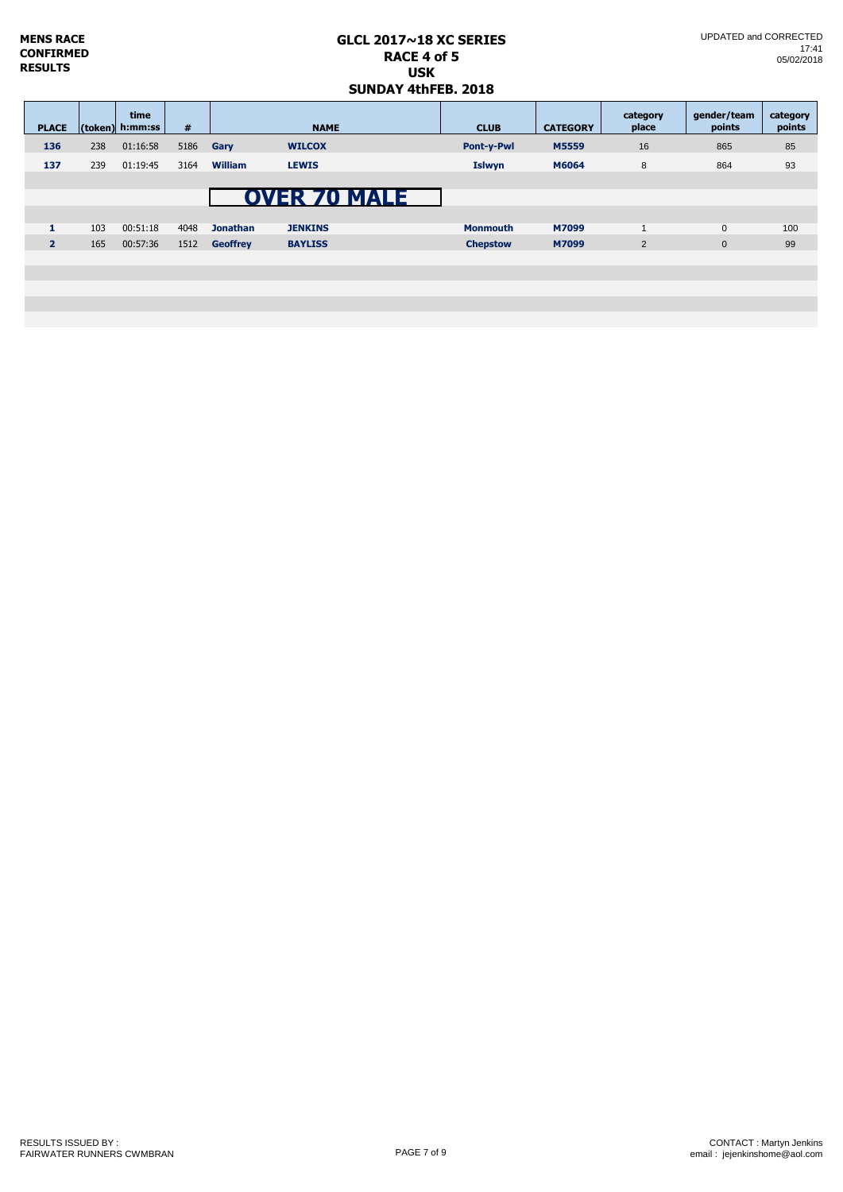**MENS RACE CONFIRMED RESULTS**

# GLCL 2017~18 XC SERIES
## RACE 4 of 5
## USK
## SUNDAY 4thFEB. 2018

UPDATED and CORRECTED 17:41 05/02/2018

| PLACE | (token) | time h:mm:ss | # | NAME | | CLUB | CATEGORY | category place | gender/team points | category points |
|---|---|---|---|---|---|---|---|---|---|---|
| 136 | 238 | 01:16:58 | 5186 | Gary | WILCOX | Pont-y-Pwl | M5559 | 16 | 865 | 85 |
| 137 | 239 | 01:19:45 | 3164 | William | LEWIS | Islwyn | M6064 | 8 | 864 | 93 |

## OVER 70 MALE

| PLACE | (token) | time h:mm:ss | # | NAME | | CLUB | CATEGORY | category place | gender/team points | category points |
|---|---|---|---|---|---|---|---|---|---|---|
| 1 | 103 | 00:51:18 | 4048 | Jonathan | JENKINS | Monmouth | M7099 | 1 | 0 | 100 |
| 2 | 165 | 00:57:36 | 1512 | Geoffrey | BAYLISS | Chepstow | M7099 | 2 | 0 | 99 |

RESULTS ISSUED BY : FAIRWATER RUNNERS CWMBRAN

CONTACT : Martyn Jenkins email : jejenkinshome@aol.com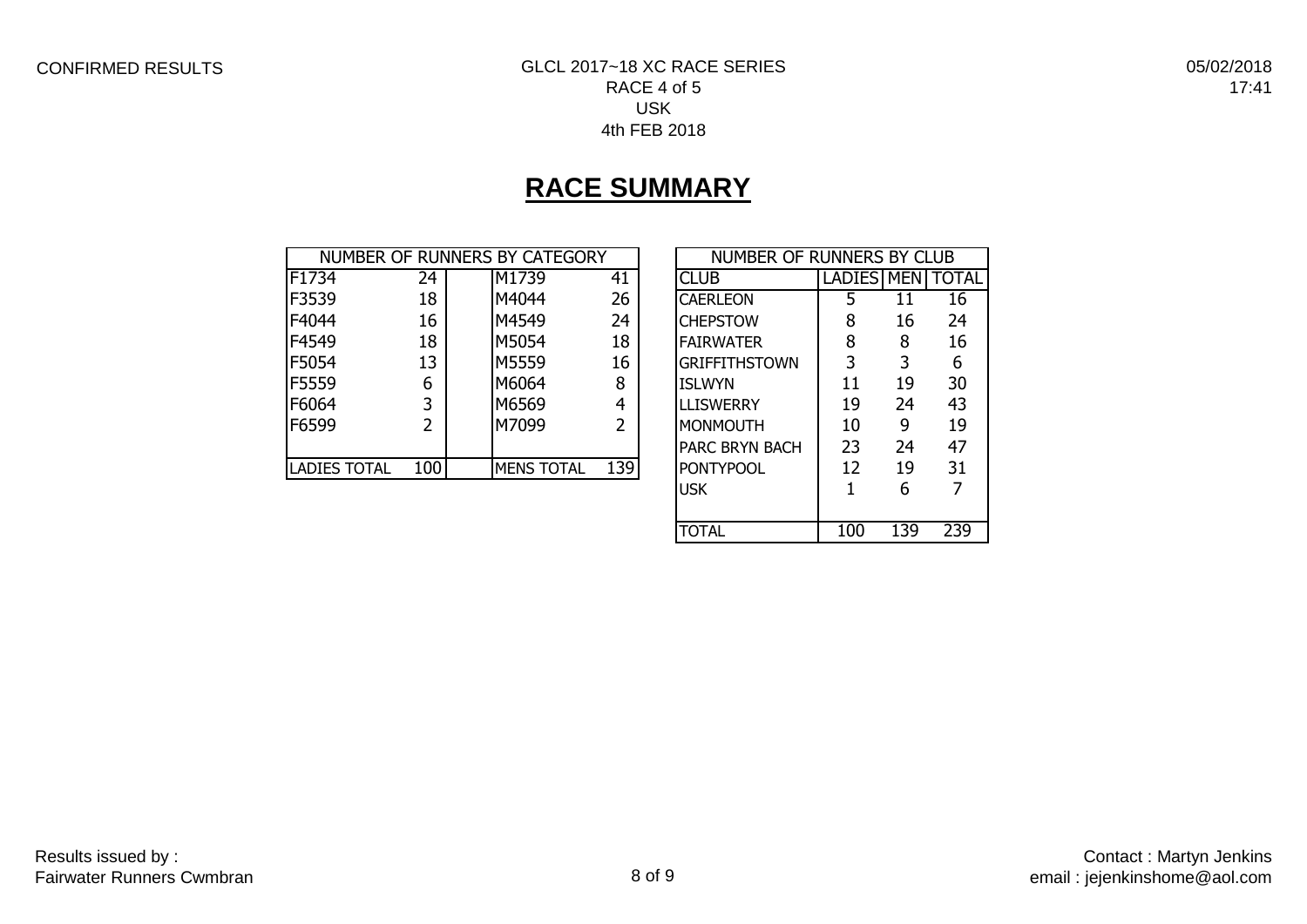CONFIRMED RESULTS

GLCL 2017~18 XC RACE SERIES
RACE 4 of 5
USK
4th FEB 2018

05/02/2018
17:41

# RACE SUMMARY

| NUMBER OF RUNNERS BY CATEGORY | | | | |
|---|---|---|---|---|
| F1734 | 24 | | M1739 | 41 |
| F3539 | 18 | | M4044 | 26 |
| F4044 | 16 | | M4549 | 24 |
| F4549 | 18 | | M5054 | 18 |
| F5054 | 13 | | M5559 | 16 |
| F5559 | 6 | | M6064 | 8 |
| F6064 | 3 | | M6569 | 4 |
| F6599 | 2 | | M7099 | 2 |
| | | | | |
| LADIES TOTAL | 100 | | MENS TOTAL | 139 |

| NUMBER OF RUNNERS BY CLUB | | | |
|---|---|---|---|
| CLUB | LADIES | MEN | TOTAL |
| CAERLEON | 5 | 11 | 16 |
| CHEPSTOW | 8 | 16 | 24 |
| FAIRWATER | 8 | 8 | 16 |
| GRIFFITHSTOWN | 3 | 3 | 6 |
| ISLWYN | 11 | 19 | 30 |
| LLISWERRY | 19 | 24 | 43 |
| MONMOUTH | 10 | 9 | 19 |
| PARC BRYN BACH | 23 | 24 | 47 |
| PONTYPOOL | 12 | 19 | 31 |
| USK | 1 | 6 | 7 |
| | | | |
| TOTAL | 100 | 139 | 239 |

Results issued by :
Fairwater Runners Cwmbran

Contact : Martyn Jenkins
email : jejenkinshome@aol.com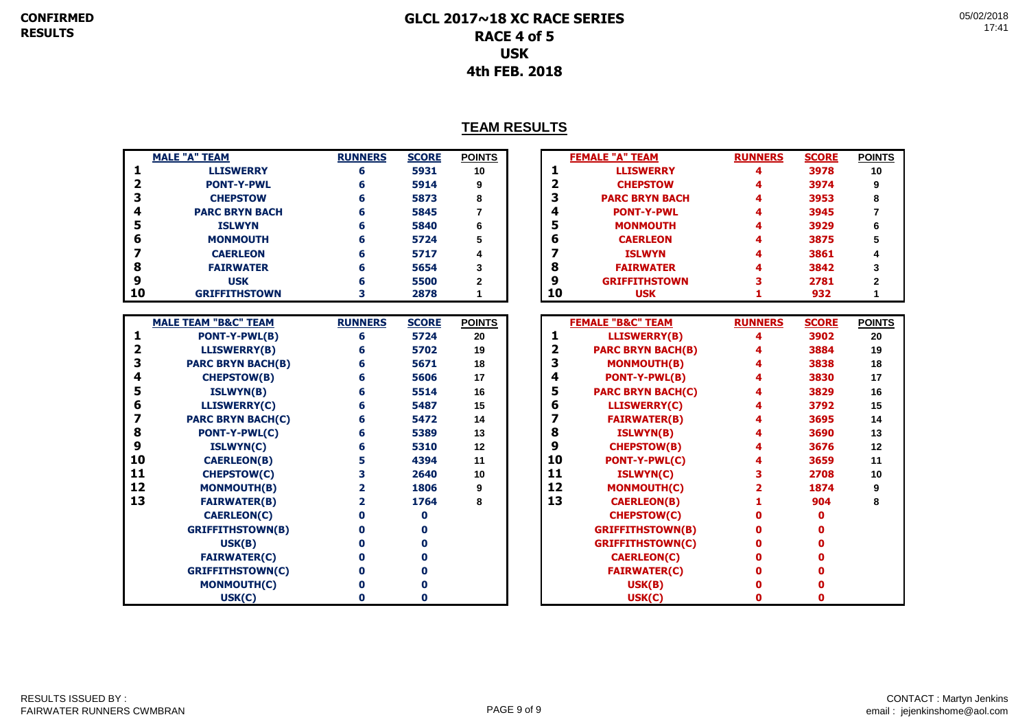**CONFIRMED RESULTS**

05/02/2018 17:41

# GLCL 2017~18 XC RACE SERIES
## RACE 4 of 5
## USK
## 4th FEB. 2018

## TEAM RESULTS

| | MALE "A" TEAM | RUNNERS | SCORE | POINTS |
|---|---|---|---|---|
| 1 | LLISWERRY | 6 | 5931 | 10 |
| 2 | PONT-Y-PWL | 6 | 5914 | 9 |
| 3 | CHEPSTOW | 6 | 5873 | 8 |
| 4 | PARC BRYN BACH | 6 | 5845 | 7 |
| 5 | ISLWYN | 6 | 5840 | 6 |
| 6 | MONMOUTH | 6 | 5724 | 5 |
| 7 | CAERLEON | 6 | 5717 | 4 |
| 8 | FAIRWATER | 6 | 5654 | 3 |
| 9 | USK | 6 | 5500 | 2 |
| 10 | GRIFFITHSTOWN | 3 | 2878 | 1 |

| | FEMALE "A" TEAM | RUNNERS | SCORE | POINTS |
|---|---|---|---|---|
| 1 | LLISWERRY | 4 | 3978 | 10 |
| 2 | CHEPSTOW | 4 | 3974 | 9 |
| 3 | PARC BRYN BACH | 4 | 3953 | 8 |
| 4 | PONT-Y-PWL | 4 | 3945 | 7 |
| 5 | MONMOUTH | 4 | 3929 | 6 |
| 6 | CAERLEON | 4 | 3875 | 5 |
| 7 | ISLWYN | 4 | 3861 | 4 |
| 8 | FAIRWATER | 4 | 3842 | 3 |
| 9 | GRIFFITHSTOWN | 3 | 2781 | 2 |
| 10 | USK | 1 | 932 | 1 |

| | MALE TEAM "B&C" TEAM | RUNNERS | SCORE | POINTS |
|---|---|---|---|---|
| 1 | PONT-Y-PWL(B) | 6 | 5724 | 20 |
| 2 | LLISWERRY(B) | 6 | 5702 | 19 |
| 3 | PARC BRYN BACH(B) | 6 | 5671 | 18 |
| 4 | CHEPSTOW(B) | 6 | 5606 | 17 |
| 5 | ISLWYN(B) | 6 | 5514 | 16 |
| 6 | LLISWERRY(C) | 6 | 5487 | 15 |
| 7 | PARC BRYN BACH(C) | 6 | 5472 | 14 |
| 8 | PONT-Y-PWL(C) | 6 | 5389 | 13 |
| 9 | ISLWYN(C) | 6 | 5310 | 12 |
| 10 | CAERLEON(B) | 5 | 4394 | 11 |
| 11 | CHEPSTOW(C) | 3 | 2640 | 10 |
| 12 | MONMOUTH(B) | 2 | 1806 | 9 |
| 13 | FAIRWATER(B) | 2 | 1764 | 8 |
| | CAERLEON(C) | 0 | 0 | |
| | GRIFFITHSTOWN(B) | 0 | 0 | |
| | USK(B) | 0 | 0 | |
| | FAIRWATER(C) | 0 | 0 | |
| | GRIFFITHSTOWN(C) | 0 | 0 | |
| | MONMOUTH(C) | 0 | 0 | |
| | USK(C) | 0 | 0 | |

| | FEMALE "B&C" TEAM | RUNNERS | SCORE | POINTS |
|---|---|---|---|---|
| 1 | LLISWERRY(B) | 4 | 3902 | 20 |
| 2 | PARC BRYN BACH(B) | 4 | 3884 | 19 |
| 3 | MONMOUTH(B) | 4 | 3838 | 18 |
| 4 | PONT-Y-PWL(B) | 4 | 3830 | 17 |
| 5 | PARC BRYN BACH(C) | 4 | 3829 | 16 |
| 6 | LLISWERRY(C) | 4 | 3792 | 15 |
| 7 | FAIRWATER(B) | 4 | 3695 | 14 |
| 8 | ISLWYN(B) | 4 | 3690 | 13 |
| 9 | CHEPSTOW(B) | 4 | 3676 | 12 |
| 10 | PONT-Y-PWL(C) | 4 | 3659 | 11 |
| 11 | ISLWYN(C) | 3 | 2708 | 10 |
| 12 | MONMOUTH(C) | 2 | 1874 | 9 |
| 13 | CAERLEON(B) | 1 | 904 | 8 |
| | CHEPSTOW(C) | 0 | 0 | |
| | GRIFFITHSTOWN(B) | 0 | 0 | |
| | GRIFFITHSTOWN(C) | 0 | 0 | |
| | CAERLEON(C) | 0 | 0 | |
| | FAIRWATER(C) | 0 | 0 | |
| | USK(B) | 0 | 0 | |
| | USK(C) | 0 | 0 | |

RESULTS ISSUED BY :
FAIRWATER RUNNERS CWMBRAN

CONTACT : Martyn Jenkins
email : jejenkinshome@aol.com